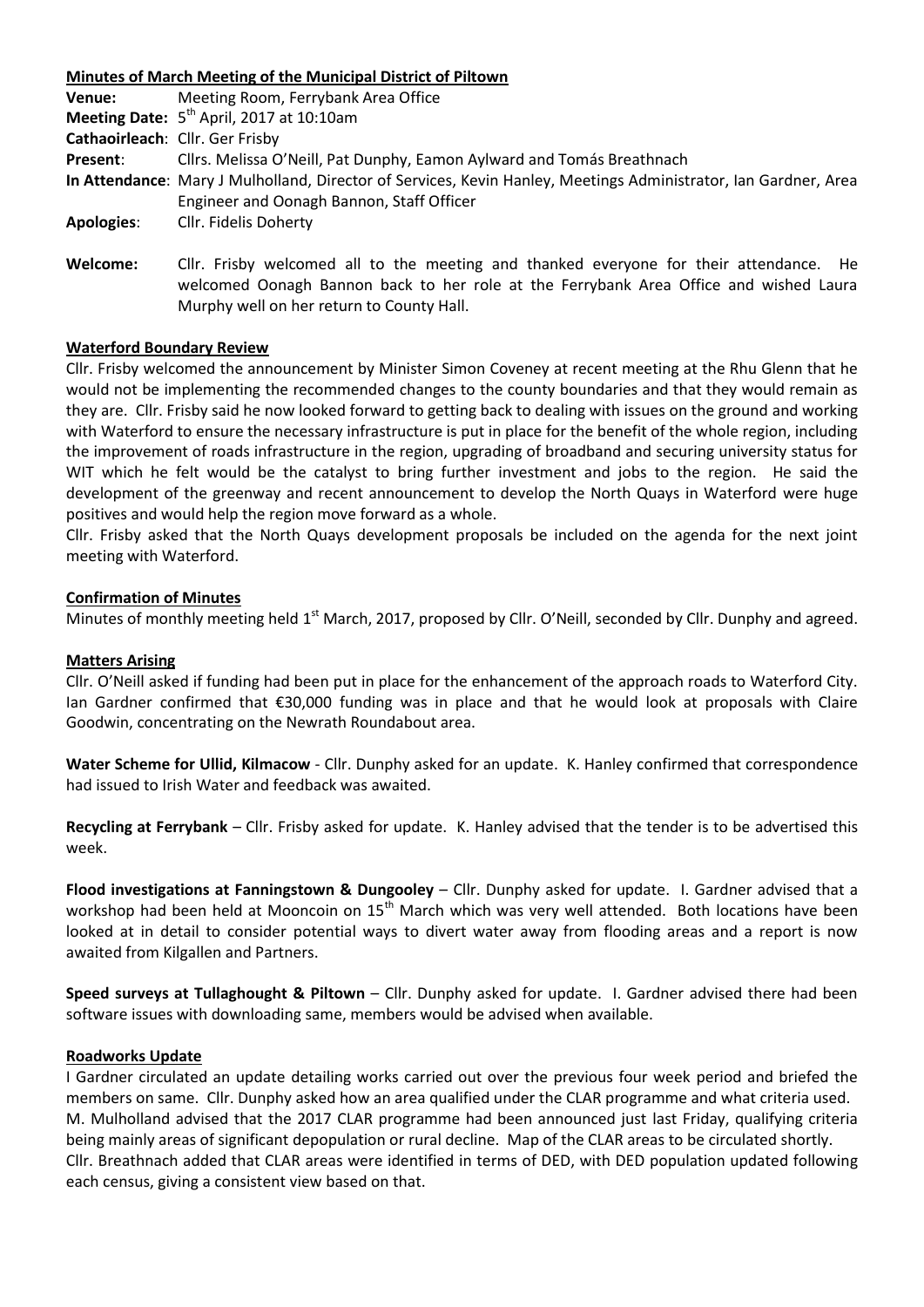**Minutes of March Meeting of the Municipal District of Piltown**

**Venue:** Meeting Room, Ferrybank Area Office

**Meeting Date:** 5th April, 2017 at 10:10am

**Cathaoirleach**: Cllr. Ger Frisby

**Present**: Cllrs. Melissa O'Neill, Pat Dunphy, Eamon Aylward and Tomás Breathnach

**In Attendance**: Mary J Mulholland, Director of Services, Kevin Hanley, Meetings Administrator, Ian Gardner, Area Engineer and Oonagh Bannon, Staff Officer

**Apologies**: Cllr. Fidelis Doherty

**Welcome:** Cllr. Frisby welcomed all to the meeting and thanked everyone for their attendance. He welcomed Oonagh Bannon back to her role at the Ferrybank Area Office and wished Laura Murphy well on her return to County Hall.

**Waterford Boundary Review**

Cllr. Frisby welcomed the announcement by Minister Simon Coveney at recent meeting at the Rhu Glenn that he would not be implementing the recommended changes to the county boundaries and that they would remain as they are. Cllr. Frisby said he now looked forward to getting back to dealing with issues on the ground and working with Waterford to ensure the necessary infrastructure is put in place for the benefit of the whole region, including the improvement of roads infrastructure in the region, upgrading of broadband and securing university status for WIT which he felt would be the catalyst to bring further investment and jobs to the region. He said the development of the greenway and recent announcement to develop the North Quays in Waterford were huge positives and would help the region move forward as a whole.

Cllr. Frisby asked that the North Quays development proposals be included on the agenda for the next joint meeting with Waterford.

**Confirmation of Minutes**

Minutes of monthly meeting held 1st March, 2017, proposed by Cllr. O'Neill, seconded by Cllr. Dunphy and agreed.

**Matters Arising**

Cllr. O'Neill asked if funding had been put in place for the enhancement of the approach roads to Waterford City. Ian Gardner confirmed that €30,000 funding was in place and that he would look at proposals with Claire Goodwin, concentrating on the Newrath Roundabout area.

**Water Scheme for Ullid, Kilmacow** - Cllr. Dunphy asked for an update. K. Hanley confirmed that correspondence had issued to Irish Water and feedback was awaited.

**Recycling at Ferrybank** – Cllr. Frisby asked for update. K. Hanley advised that the tender is to be advertised this week.

**Flood investigations at Fanningstown & Dungooley** – Cllr. Dunphy asked for update. I. Gardner advised that a workshop had been held at Mooncoin on 15th March which was very well attended. Both locations have been looked at in detail to consider potential ways to divert water away from flooding areas and a report is now awaited from Kilgallen and Partners.

**Speed surveys at Tullahoght & Piltown** – Cllr. Dunphy asked for update. I. Gardner advised there had been software issues with downloading same, members would be advised when available.

**Roadworks Update**

I Gardner circulated an update detailing works carried out over the previous four week period and briefed the members on same. Cllr. Dunphy asked how an area qualified under the CLAR programme and what criteria used. M. Mulholland advised that the 2017 CLAR programme had been announced just last Friday, qualifying criteria being mainly areas of significant depopulation or rural decline. Map of the CLAR areas to be circulated shortly. Cllr. Breathnach added that CLAR areas were identified in terms of DED, with DED population updated following each census, giving a consistent view based on that.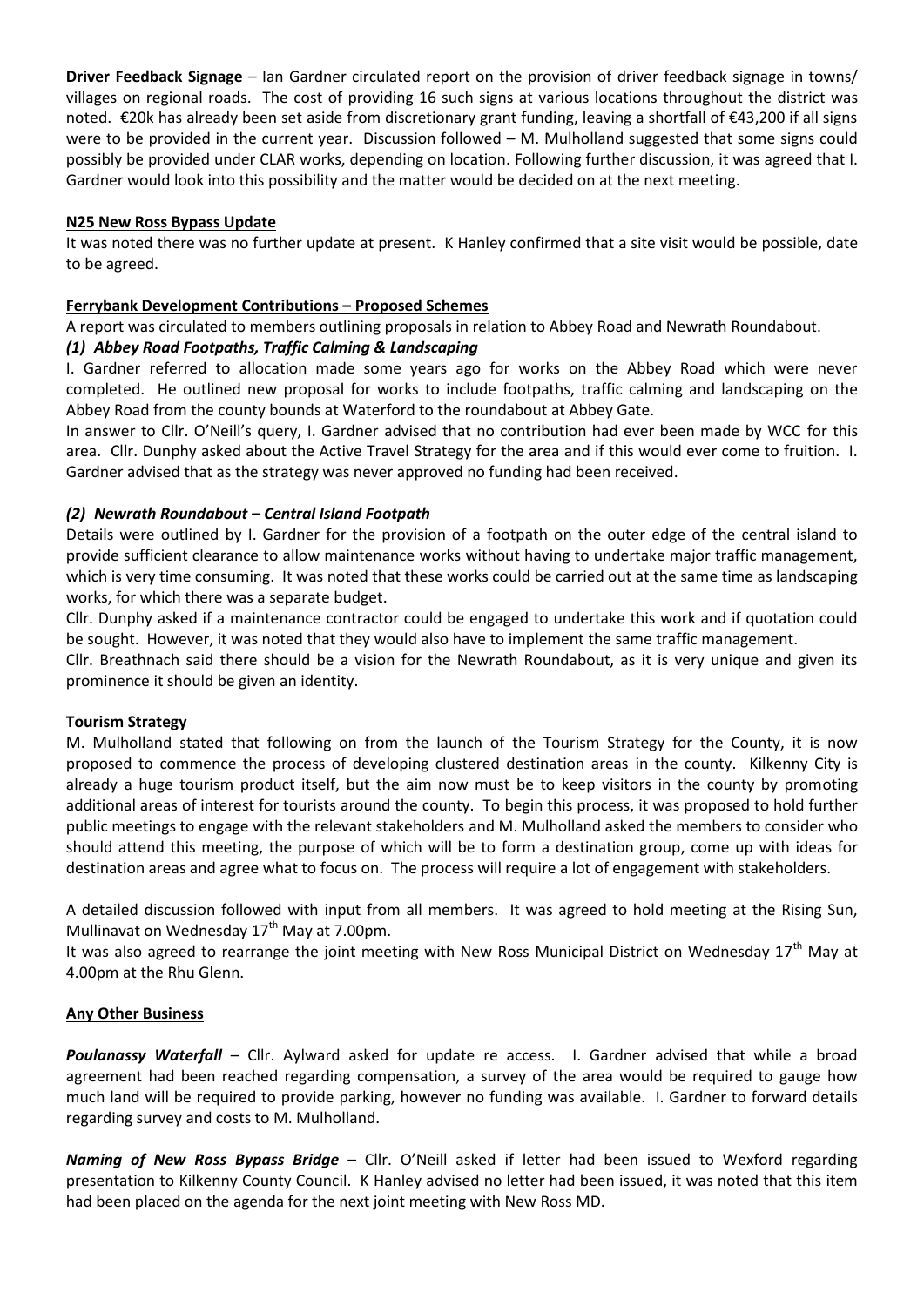**Driver Feedback Signage** – Ian Gardner circulated report on the provision of driver feedback signage in towns/ villages on regional roads. The cost of providing 16 such signs at various locations throughout the district was noted. €20k has already been set aside from discretionary grant funding, leaving a shortfall of €43,200 if all signs were to be provided in the current year. Discussion followed – M. Mulholland suggested that some signs could possibly be provided under CLAR works, depending on location. Following further discussion, it was agreed that I. Gardner would look into this possibility and the matter would be decided on at the next meeting.

**N25 New Ross Bypass Update**

It was noted there was no further update at present. K Hanley confirmed that a site visit would be possible, date to be agreed.

**Ferrybank Development Contributions – Proposed Schemes**

A report was circulated to members outlining proposals in relation to Abbey Road and Newrath Roundabout.

***(1) Abbey Road Footpaths, Traffic Calming & Landscaping***

I. Gardner referred to allocation made some years ago for works on the Abbey Road which were never completed. He outlined new proposal for works to include footpaths, traffic calming and landscaping on the Abbey Road from the county bounds at Waterford to the roundabout at Abbey Gate.

In answer to Cllr. O'Neill's query, I. Gardner advised that no contribution had ever been made by WCC for this area. Cllr. Dunphy asked about the Active Travel Strategy for the area and if this would ever come to fruition. I. Gardner advised that as the strategy was never approved no funding had been received.

***(2) Newrath Roundabout – Central Island Footpath***

Details were outlined by I. Gardner for the provision of a footpath on the outer edge of the central island to provide sufficient clearance to allow maintenance works without having to undertake major traffic management, which is very time consuming. It was noted that these works could be carried out at the same time as landscaping works, for which there was a separate budget.

Cllr. Dunphy asked if a maintenance contractor could be engaged to undertake this work and if quotation could be sought. However, it was noted that they would also have to implement the same traffic management.

Cllr. Breathnach said there should be a vision for the Newrath Roundabout, as it is very unique and given its prominence it should be given an identity.

**Tourism Strategy**

M. Mulholland stated that following on from the launch of the Tourism Strategy for the County, it is now proposed to commence the process of developing clustered destination areas in the county. Kilkenny City is already a huge tourism product itself, but the aim now must be to keep visitors in the county by promoting additional areas of interest for tourists around the county. To begin this process, it was proposed to hold further public meetings to engage with the relevant stakeholders and M. Mulholland asked the members to consider who should attend this meeting, the purpose of which will be to form a destination group, come up with ideas for destination areas and agree what to focus on. The process will require a lot of engagement with stakeholders.

A detailed discussion followed with input from all members. It was agreed to hold meeting at the Rising Sun, Mullinavat on Wednesday 17th May at 7.00pm.

It was also agreed to rearrange the joint meeting with New Ross Municipal District on Wednesday 17th May at 4.00pm at the Rhu Glenn.

**Any Other Business**

***Poulanassy Waterfall*** – Cllr. Aylward asked for update re access. I. Gardner advised that while a broad agreement had been reached regarding compensation, a survey of the area would be required to gauge how much land will be required to provide parking, however no funding was available. I. Gardner to forward details regarding survey and costs to M. Mulholland.

***Naming of New Ross Bypass Bridge*** – Cllr. O'Neill asked if letter had been issued to Wexford regarding presentation to Kilkenny County Council. K Hanley advised no letter had been issued, it was noted that this item had been placed on the agenda for the next joint meeting with New Ross MD.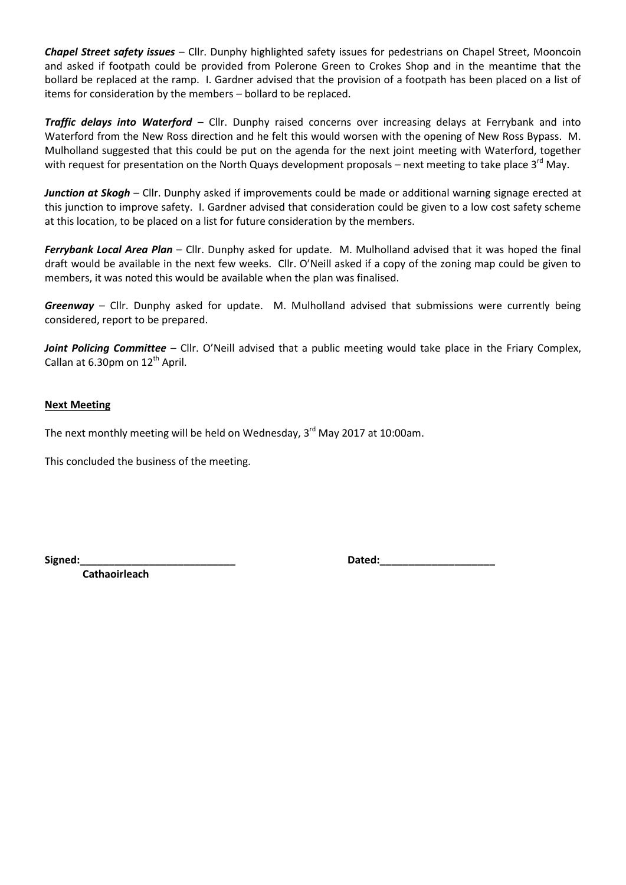***Chapel Street safety issues*** – Cllr. Dunphy highlighted safety issues for pedestrians on Chapel Street, Mooncoin and asked if footpath could be provided from Polerone Green to Crokes Shop and in the meantime that the bollard be replaced at the ramp. I. Gardner advised that the provision of a footpath has been placed on a list of items for consideration by the members – bollard to be replaced.

***Traffic delays into Waterford*** – Cllr. Dunphy raised concerns over increasing delays at Ferrybank and into Waterford from the New Ross direction and he felt this would worsen with the opening of New Ross Bypass. M. Mulholland suggested that this could be put on the agenda for the next joint meeting with Waterford, together with request for presentation on the North Quays development proposals – next meeting to take place 3rd May.

***Junction at Skogh*** – Cllr. Dunphy asked if improvements could be made or additional warning signage erected at this junction to improve safety. I. Gardner advised that consideration could be given to a low cost safety scheme at this location, to be placed on a list for future consideration by the members.

***Ferrybank Local Area Plan*** – Cllr. Dunphy asked for update. M. Mulholland advised that it was hoped the final draft would be available in the next few weeks. Cllr. O'Neill asked if a copy of the zoning map could be given to members, it was noted this would be available when the plan was finalised.

***Greenway*** – Cllr. Dunphy asked for update. M. Mulholland advised that submissions were currently being considered, report to be prepared.

***Joint Policing Committee*** – Cllr. O'Neill advised that a public meeting would take place in the Friary Complex, Callan at 6.30pm on 12th April.

**Next Meeting**

The next monthly meeting will be held on Wednesday, 3rd May 2017 at 10:00am.

This concluded the business of the meeting.

**Signed:___________________________** **Dated:____________________**
**Cathaoirleach**